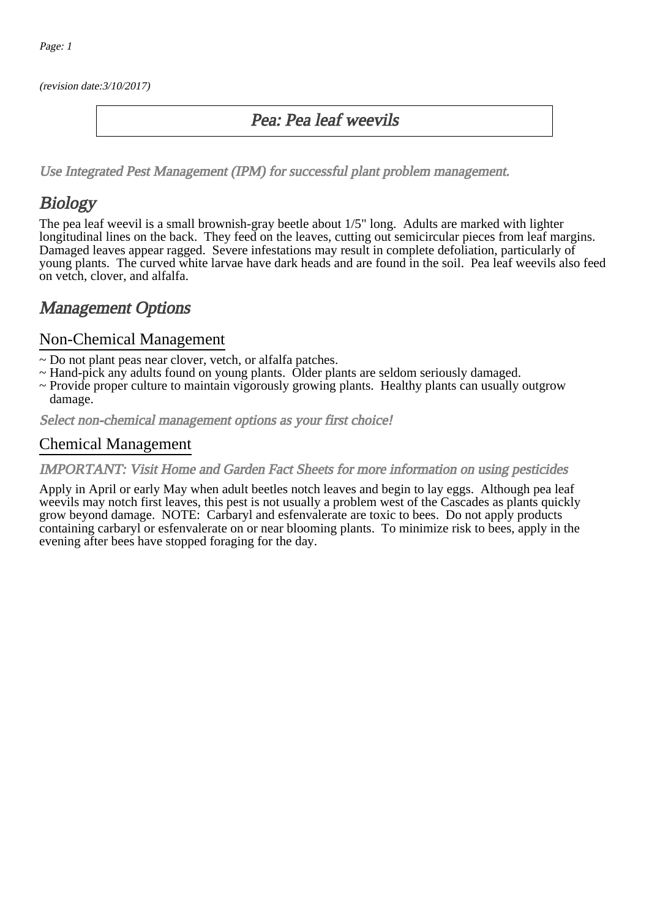(revision date:3/10/2017)

# Pea: Pea leaf weevils

*Use Integrated Pest Management (IPM) for successful plant problem management.*

## Biology

The pea leaf weevil is a small brownish-gray beetle about 1/5" long. Adults are marked with lighter longitudinal lines on the back. They feed on the leaves, cutting out semicircular pieces from leaf margins. Damaged leaves appear ragged. Severe infestations may result in complete defoliation, particularly of young plants. The curved white larvae have dark heads and are found in the soil. Pea leaf weevils also feed on vetch, clover, and alfalfa.

## Management Options

### Non-Chemical Management

- ~ Do not plant peas near clover, vetch, or alfalfa patches.
- ~ Hand-pick any adults found on young plants. Older plants are seldom seriously damaged.
- ~ Provide proper culture to maintain vigorously growing plants. Healthy plants can usually outgrow damage.

*Select non-chemical management options as your first choice!*

### Chemical Management

*IMPORTANT: Visit Home and Garden Fact Sheets for more information on using pesticides*

Apply in April or early May when adult beetles notch leaves and begin to lay eggs. Although pea leaf weevils may notch first leaves, this pest is not usually a problem west of the Cascades as plants quickly grow beyond damage. NOTE: Carbaryl and esfenvalerate are toxic to bees. Do not apply products containing carbaryl or esfenvalerate on or near blooming plants. To minimize risk to bees, apply in the evening after bees have stopped foraging for the day.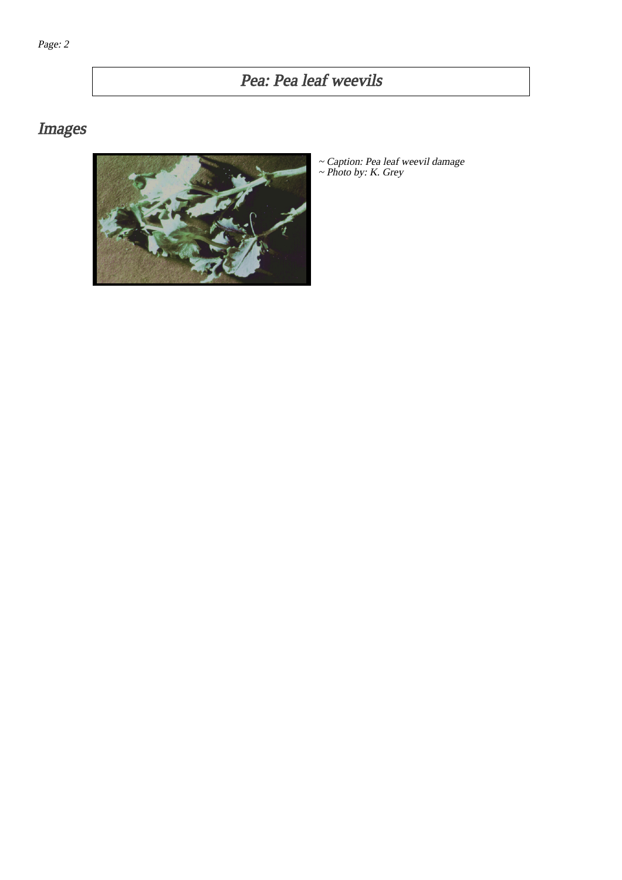# Pea: Pea leaf weevils

## Images

~ Caption: Pea leaf weevil damage
~ Photo by: K. Grey